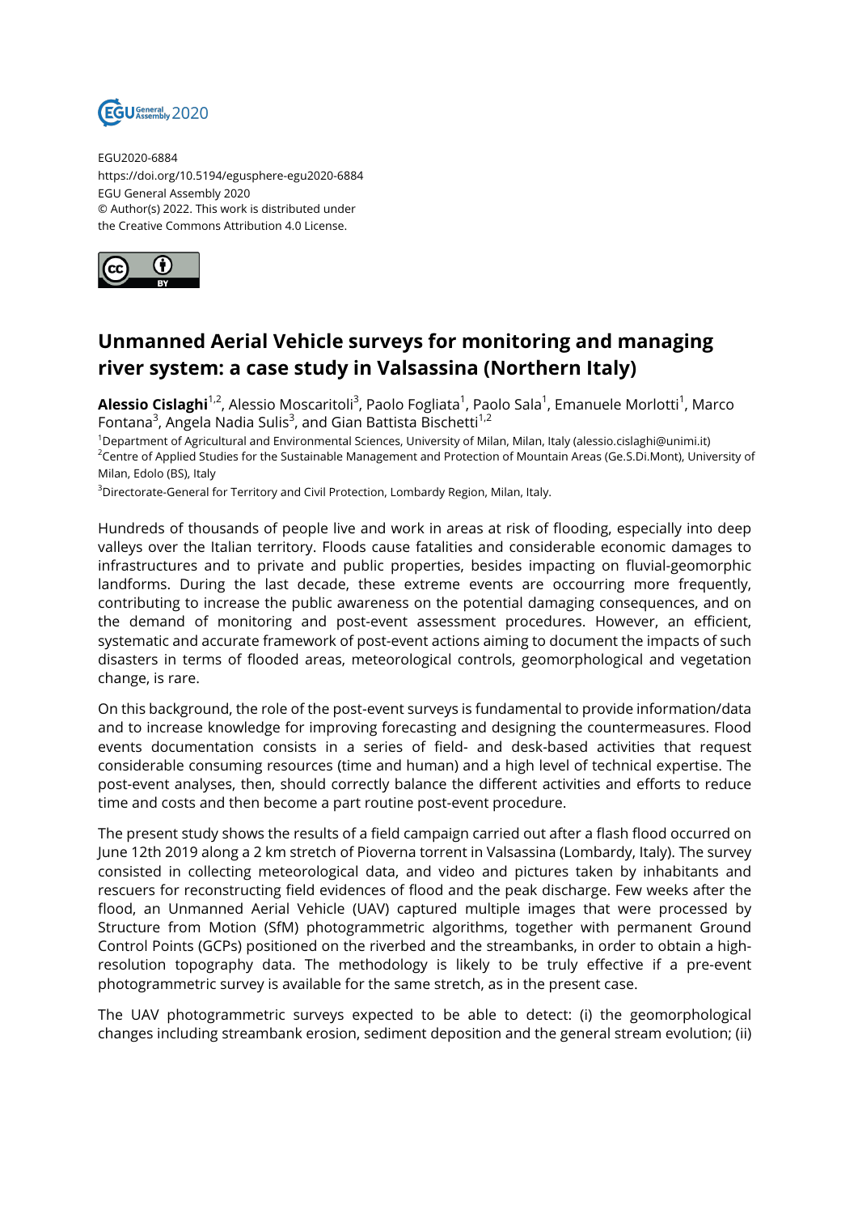EGU2020-6884
https://doi.org/10.5194/egusphere-egu2020-6884
EGU General Assembly 2020
© Author(s) 2022. This work is distributed under
the Creative Commons Attribution 4.0 License.

# Unmanned Aerial Vehicle surveys for monitoring and managing river system: a case study in Valsassina (Northern Italy)

**Alessio Cislaghi**[1,2], Alessio Moscaritoli[3], Paolo Fogliata[1], Paolo Sala[1], Emanuele Morlotti[1], Marco Fontana[3], Angela Nadia Sulis[3], and Gian Battista Bischetti[1,2]

[1]Department of Agricultural and Environmental Sciences, University of Milan, Milan, Italy (alessio.cislaghi@unimi.it)
[2]Centre of Applied Studies for the Sustainable Management and Protection of Mountain Areas (Ge.S.Di.Mont), University of Milan, Edolo (BS), Italy
[3]Directorate-General for Territory and Civil Protection, Lombardy Region, Milan, Italy.

Hundreds of thousands of people live and work in areas at risk of flooding, especially into deep valleys over the Italian territory. Floods cause fatalities and considerable economic damages to infrastructures and to private and public properties, besides impacting on fluvial-geomorphic landforms. During the last decade, these extreme events are occourring more frequently, contributing to increase the public awareness on the potential damaging consequences, and on the demand of monitoring and post-event assessment procedures. However, an efficient, systematic and accurate framework of post-event actions aiming to document the impacts of such disasters in terms of flooded areas, meteorological controls, geomorphological and vegetation change, is rare.

On this background, the role of the post-event surveys is fundamental to provide information/data and to increase knowledge for improving forecasting and designing the countermeasures. Flood events documentation consists in a series of field- and desk-based activities that request considerable consuming resources (time and human) and a high level of technical expertise. The post-event analyses, then, should correctly balance the different activities and efforts to reduce time and costs and then become a part routine post-event procedure.

The present study shows the results of a field campaign carried out after a flash flood occurred on June 12th 2019 along a 2 km stretch of Pioverna torrent in Valsassina (Lombardy, Italy). The survey consisted in collecting meteorological data, and video and pictures taken by inhabitants and rescuers for reconstructing field evidences of flood and the peak discharge. Few weeks after the flood, an Unmanned Aerial Vehicle (UAV) captured multiple images that were processed by Structure from Motion (SfM) photogrammetric algorithms, together with permanent Ground Control Points (GCPs) positioned on the riverbed and the streambanks, in order to obtain a high-resolution topography data. The methodology is likely to be truly effective if a pre-event photogrammetric survey is available for the same stretch, as in the present case.

The UAV photogrammetric surveys expected to be able to detect: (i) the geomorphological changes including streambank erosion, sediment deposition and the general stream evolution; (ii)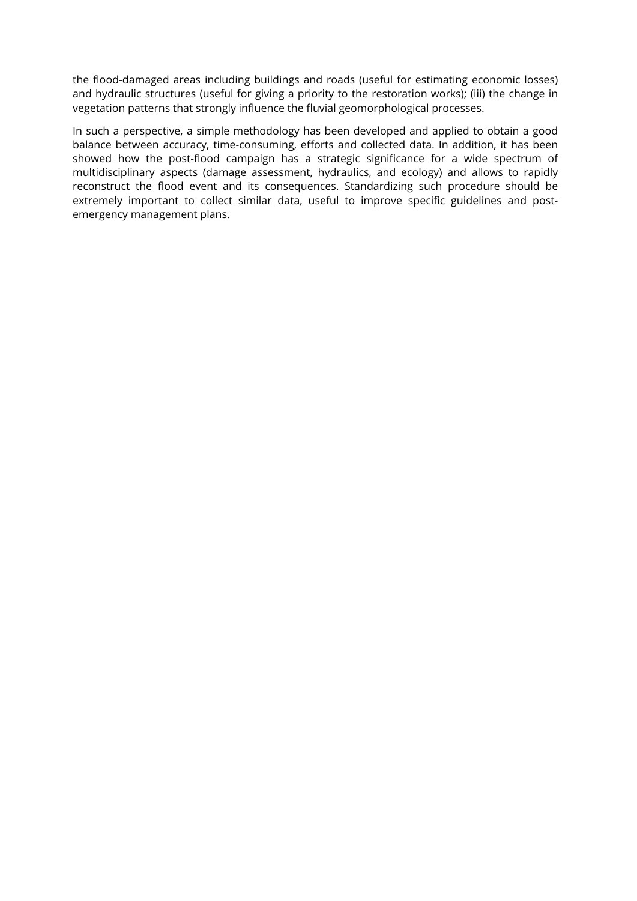the flood-damaged areas including buildings and roads (useful for estimating economic losses) and hydraulic structures (useful for giving a priority to the restoration works); (iii) the change in vegetation patterns that strongly influence the fluvial geomorphological processes.

In such a perspective, a simple methodology has been developed and applied to obtain a good balance between accuracy, time-consuming, efforts and collected data. In addition, it has been showed how the post-flood campaign has a strategic significance for a wide spectrum of multidisciplinary aspects (damage assessment, hydraulics, and ecology) and allows to rapidly reconstruct the flood event and its consequences. Standardizing such procedure should be extremely important to collect similar data, useful to improve specific guidelines and post-emergency management plans.